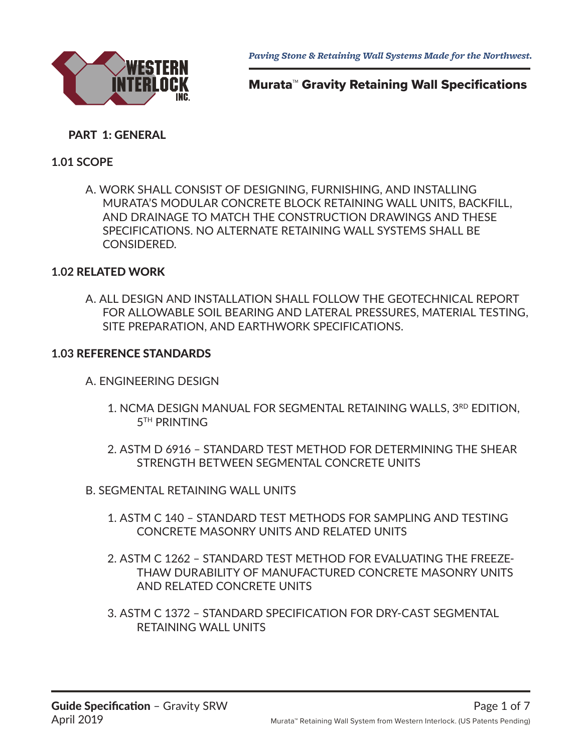# Murata™ Gravity Retaining Wall Specifications

## PART 1: GENERAL

### 1.01 SCOPE

A. WORK SHALL CONSIST OF DESIGNING, FURNISHING, AND INSTALLING MURATA'S MODULAR CONCRETE BLOCK RETAINING WALL UNITS, BACKFILL, AND DRAINAGE TO MATCH THE CONSTRUCTION DRAWINGS AND THESE SPECIFICATIONS. NO ALTERNATE RETAINING WALL SYSTEMS SHALL BE CONSIDERED.

### 1.02 RELATED WORK

A. ALL DESIGN AND INSTALLATION SHALL FOLLOW THE GEOTECHNICAL REPORT FOR ALLOWABLE SOIL BEARING AND LATERAL PRESSURES, MATERIAL TESTING, SITE PREPARATION, AND EARTHWORK SPECIFICATIONS.

### 1.03 REFERENCE STANDARDS

A. ENGINEERING DESIGN

1. NCMA DESIGN MANUAL FOR SEGMENTAL RETAINING WALLS, 3RD EDITION, 5TH PRINTING
2. ASTM D 6916 – STANDARD TEST METHOD FOR DETERMINING THE SHEAR STRENGTH BETWEEN SEGMENTAL CONCRETE UNITS

B. SEGMENTAL RETAINING WALL UNITS

1. ASTM C 140 – STANDARD TEST METHODS FOR SAMPLING AND TESTING CONCRETE MASONRY UNITS AND RELATED UNITS
2. ASTM C 1262 – STANDARD TEST METHOD FOR EVALUATING THE FREEZE-THAW DURABILITY OF MANUFACTURED CONCRETE MASONRY UNITS AND RELATED CONCRETE UNITS
3. ASTM C 1372 – STANDARD SPECIFICATION FOR DRY-CAST SEGMENTAL RETAINING WALL UNITS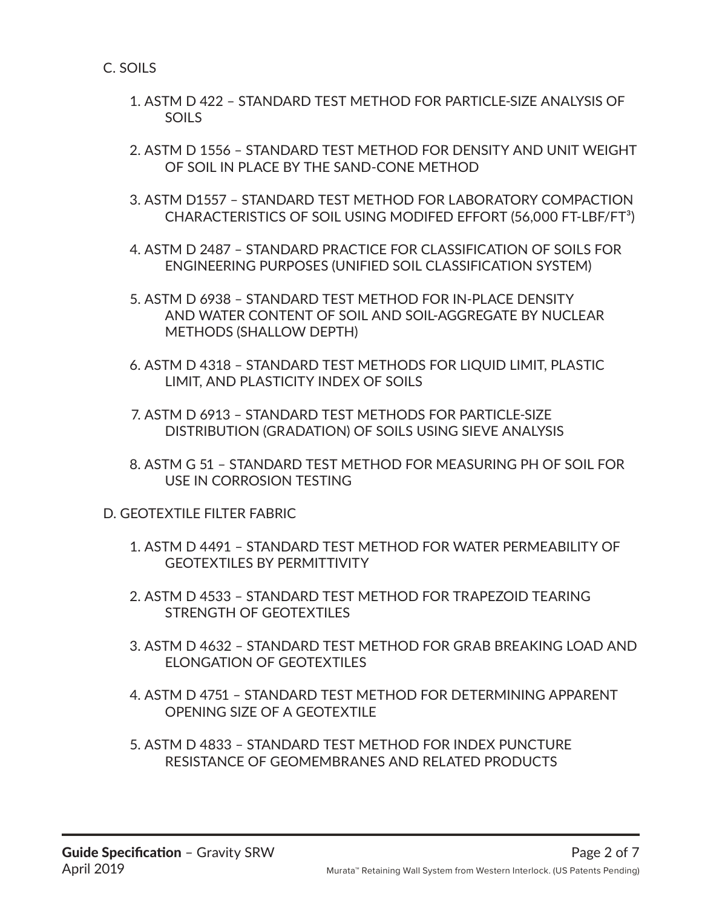C. SOILS

1. ASTM D 422 – STANDARD TEST METHOD FOR PARTICLE-SIZE ANALYSIS OF SOILS
2. ASTM D 1556 – STANDARD TEST METHOD FOR DENSITY AND UNIT WEIGHT OF SOIL IN PLACE BY THE SAND-CONE METHOD
3. ASTM D1557 – STANDARD TEST METHOD FOR LABORATORY COMPACTION CHARACTERISTICS OF SOIL USING MODIFED EFFORT (56,000 FT-LBF/FT$^3$)
4. ASTM D 2487 – STANDARD PRACTICE FOR CLASSIFICATION OF SOILS FOR ENGINEERING PURPOSES (UNIFIED SOIL CLASSIFICATION SYSTEM)
5. ASTM D 6938 – STANDARD TEST METHOD FOR IN-PLACE DENSITY AND WATER CONTENT OF SOIL AND SOIL-AGGREGATE BY NUCLEAR METHODS (SHALLOW DEPTH)
6. ASTM D 4318 – STANDARD TEST METHODS FOR LIQUID LIMIT, PLASTIC LIMIT, AND PLASTICITY INDEX OF SOILS
7. ASTM D 6913 – STANDARD TEST METHODS FOR PARTICLE-SIZE DISTRIBUTION (GRADATION) OF SOILS USING SIEVE ANALYSIS
8. ASTM G 51 – STANDARD TEST METHOD FOR MEASURING PH OF SOIL FOR USE IN CORROSION TESTING

D. GEOTEXTILE FILTER FABRIC

1. ASTM D 4491 – STANDARD TEST METHOD FOR WATER PERMEABILITY OF GEOTEXTILES BY PERMITTIVITY
2. ASTM D 4533 – STANDARD TEST METHOD FOR TRAPEZOID TEARING STRENGTH OF GEOTEXTILES
3. ASTM D 4632 – STANDARD TEST METHOD FOR GRAB BREAKING LOAD AND ELONGATION OF GEOTEXTILES
4. ASTM D 4751 – STANDARD TEST METHOD FOR DETERMINING APPARENT OPENING SIZE OF A GEOTEXTILE
5. ASTM D 4833 – STANDARD TEST METHOD FOR INDEX PUNCTURE RESISTANCE OF GEOMEMBRANES AND RELATED PRODUCTS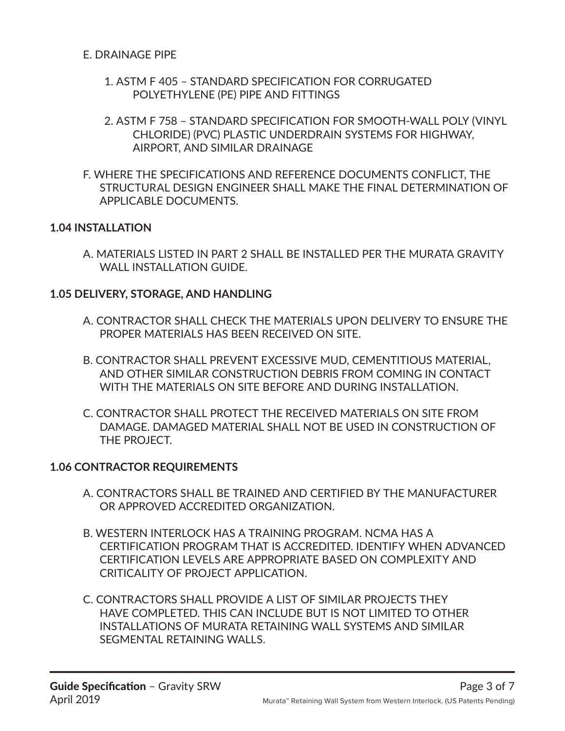E. DRAINAGE PIPE

1. ASTM F 405 – STANDARD SPECIFICATION FOR CORRUGATED POLYETHYLENE (PE) PIPE AND FITTINGS

2. ASTM F 758 – STANDARD SPECIFICATION FOR SMOOTH-WALL POLY (VINYL CHLORIDE) (PVC) PLASTIC UNDERDRAIN SYSTEMS FOR HIGHWAY, AIRPORT, AND SIMILAR DRAINAGE

F. WHERE THE SPECIFICATIONS AND REFERENCE DOCUMENTS CONFLICT, THE STRUCTURAL DESIGN ENGINEER SHALL MAKE THE FINAL DETERMINATION OF APPLICABLE DOCUMENTS.

**1.04 INSTALLATION**

A. MATERIALS LISTED IN PART 2 SHALL BE INSTALLED PER THE MURATA GRAVITY WALL INSTALLATION GUIDE.

**1.05 DELIVERY, STORAGE, AND HANDLING**

A. CONTRACTOR SHALL CHECK THE MATERIALS UPON DELIVERY TO ENSURE THE PROPER MATERIALS HAS BEEN RECEIVED ON SITE.

B. CONTRACTOR SHALL PREVENT EXCESSIVE MUD, CEMENTITIOUS MATERIAL, AND OTHER SIMILAR CONSTRUCTION DEBRIS FROM COMING IN CONTACT WITH THE MATERIALS ON SITE BEFORE AND DURING INSTALLATION.

C. CONTRACTOR SHALL PROTECT THE RECEIVED MATERIALS ON SITE FROM DAMAGE. DAMAGED MATERIAL SHALL NOT BE USED IN CONSTRUCTION OF THE PROJECT.

**1.06 CONTRACTOR REQUIREMENTS**

A. CONTRACTORS SHALL BE TRAINED AND CERTIFIED BY THE MANUFACTURER OR APPROVED ACCREDITED ORGANIZATION.

B. WESTERN INTERLOCK HAS A TRAINING PROGRAM. NCMA HAS A CERTIFICATION PROGRAM THAT IS ACCREDITED. IDENTIFY WHEN ADVANCED CERTIFICATION LEVELS ARE APPROPRIATE BASED ON COMPLEXITY AND CRITICALITY OF PROJECT APPLICATION.

C. CONTRACTORS SHALL PROVIDE A LIST OF SIMILAR PROJECTS THEY HAVE COMPLETED. THIS CAN INCLUDE BUT IS NOT LIMITED TO OTHER INSTALLATIONS OF MURATA RETAINING WALL SYSTEMS AND SIMILAR SEGMENTAL RETAINING WALLS.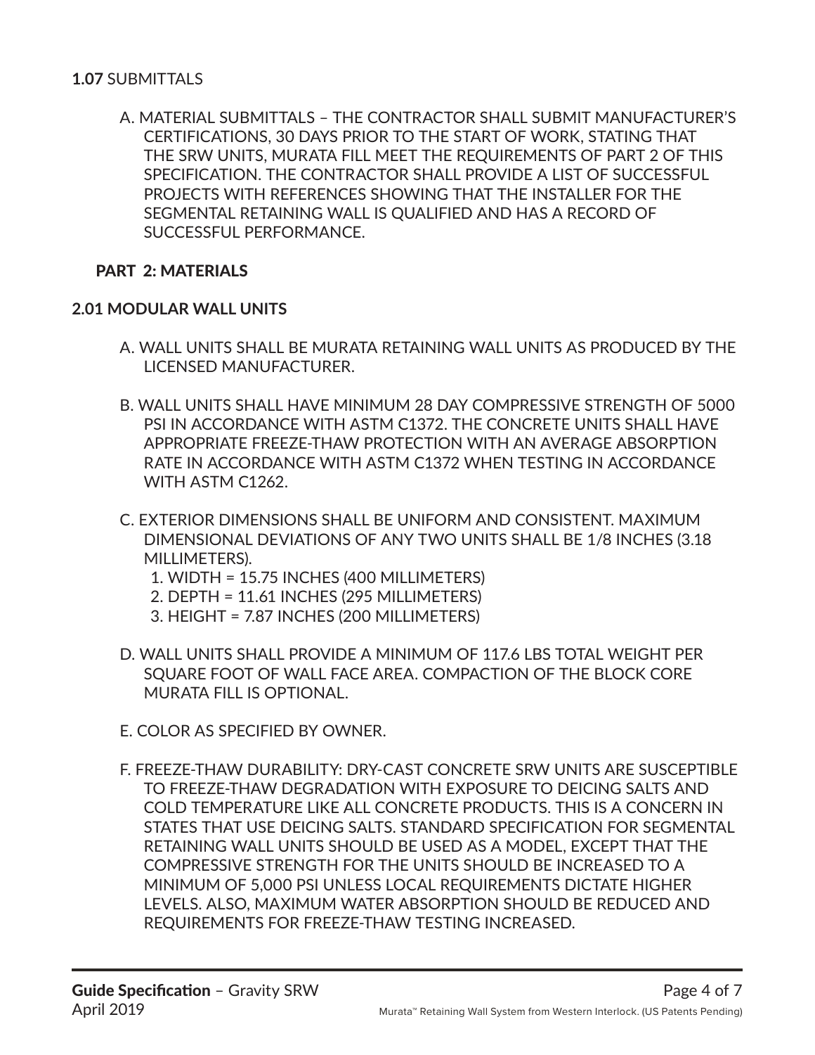**1.07** SUBMITTALS

A. MATERIAL SUBMITTALS – THE CONTRACTOR SHALL SUBMIT MANUFACTURER'S CERTIFICATIONS, 30 DAYS PRIOR TO THE START OF WORK, STATING THAT THE SRW UNITS, MURATA FILL MEET THE REQUIREMENTS OF PART 2 OF THIS SPECIFICATION. THE CONTRACTOR SHALL PROVIDE A LIST OF SUCCESSFUL PROJECTS WITH REFERENCES SHOWING THAT THE INSTALLER FOR THE SEGMENTAL RETAINING WALL IS QUALIFIED AND HAS A RECORD OF SUCCESSFUL PERFORMANCE.

## PART 2: MATERIALS

### 2.01 MODULAR WALL UNITS

A. WALL UNITS SHALL BE MURATA RETAINING WALL UNITS AS PRODUCED BY THE LICENSED MANUFACTURER.

B. WALL UNITS SHALL HAVE MINIMUM 28 DAY COMPRESSIVE STRENGTH OF 5000 PSI IN ACCORDANCE WITH ASTM C1372. THE CONCRETE UNITS SHALL HAVE APPROPRIATE FREEZE-THAW PROTECTION WITH AN AVERAGE ABSORPTION RATE IN ACCORDANCE WITH ASTM C1372 WHEN TESTING IN ACCORDANCE WITH ASTM C1262.

C. EXTERIOR DIMENSIONS SHALL BE UNIFORM AND CONSISTENT. MAXIMUM DIMENSIONAL DEVIATIONS OF ANY TWO UNITS SHALL BE 1/8 INCHES (3.18 MILLIMETERS).
   1. WIDTH = 15.75 INCHES (400 MILLIMETERS)
   2. DEPTH = 11.61 INCHES (295 MILLIMETERS)
   3. HEIGHT = 7.87 INCHES (200 MILLIMETERS)

D. WALL UNITS SHALL PROVIDE A MINIMUM OF 117.6 LBS TOTAL WEIGHT PER SQUARE FOOT OF WALL FACE AREA. COMPACTION OF THE BLOCK CORE MURATA FILL IS OPTIONAL.

E. COLOR AS SPECIFIED BY OWNER.

F. FREEZE-THAW DURABILITY: DRY-CAST CONCRETE SRW UNITS ARE SUSCEPTIBLE TO FREEZE-THAW DEGRADATION WITH EXPOSURE TO DEICING SALTS AND COLD TEMPERATURE LIKE ALL CONCRETE PRODUCTS. THIS IS A CONCERN IN STATES THAT USE DEICING SALTS. STANDARD SPECIFICATION FOR SEGMENTAL RETAINING WALL UNITS SHOULD BE USED AS A MODEL, EXCEPT THAT THE COMPRESSIVE STRENGTH FOR THE UNITS SHOULD BE INCREASED TO A MINIMUM OF 5,000 PSI UNLESS LOCAL REQUIREMENTS DICTATE HIGHER LEVELS. ALSO, MAXIMUM WATER ABSORPTION SHOULD BE REDUCED AND REQUIREMENTS FOR FREEZE-THAW TESTING INCREASED.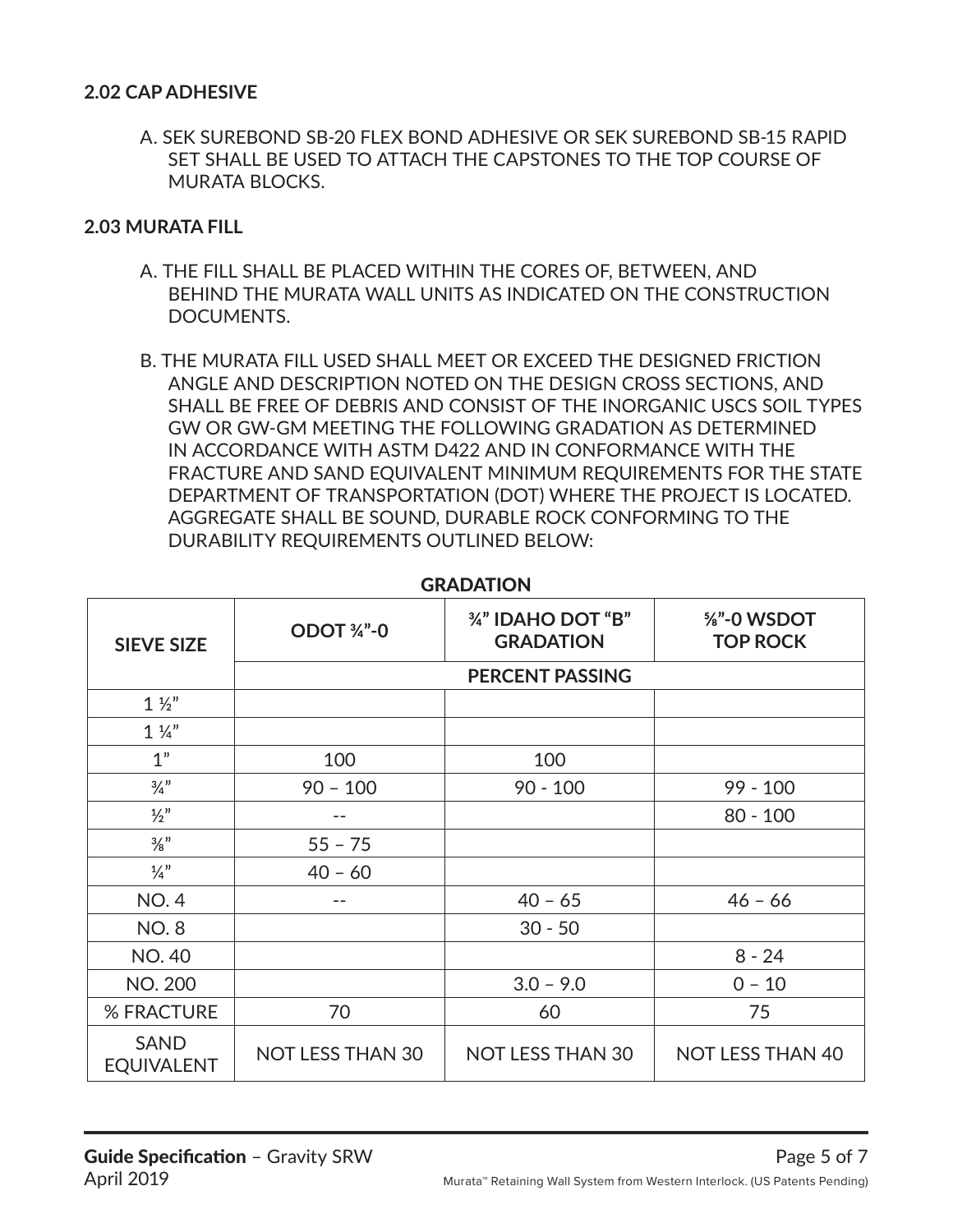**2.02 CAP ADHESIVE**

A. SEK SUREBOND SB-20 FLEX BOND ADHESIVE OR SEK SUREBOND SB-15 RAPID SET SHALL BE USED TO ATTACH THE CAPSTONES TO THE TOP COURSE OF MURATA BLOCKS.

**2.03 MURATA FILL**

A. THE FILL SHALL BE PLACED WITHIN THE CORES OF, BETWEEN, AND BEHIND THE MURATA WALL UNITS AS INDICATED ON THE CONSTRUCTION DOCUMENTS.

B. THE MURATA FILL USED SHALL MEET OR EXCEED THE DESIGNED FRICTION ANGLE AND DESCRIPTION NOTED ON THE DESIGN CROSS SECTIONS, AND SHALL BE FREE OF DEBRIS AND CONSIST OF THE INORGANIC USCS SOIL TYPES GW OR GW-GM MEETING THE FOLLOWING GRADATION AS DETERMINED IN ACCORDANCE WITH ASTM D422 AND IN CONFORMANCE WITH THE FRACTURE AND SAND EQUIVALENT MINIMUM REQUIREMENTS FOR THE STATE DEPARTMENT OF TRANSPORTATION (DOT) WHERE THE PROJECT IS LOCATED. AGGREGATE SHALL BE SOUND, DURABLE ROCK CONFORMING TO THE DURABILITY REQUIREMENTS OUTLINED BELOW:

**GRADATION**

| **SIEVE SIZE** | **ODOT ¾"-0** | **¾" IDAHO DOT "B" GRADATION** | **⅝"-0 WSDOT TOP ROCK** |
|---|---|---|---|
| | **PERCENT PASSING** | | |
| 1 ½" | | | |
| 1 ¼" | | | |
| 1" | 100 | 100 | |
| ¾" | 90 – 100 | 90 - 100 | 99 - 100 |
| ½" | -- | | 80 - 100 |
| ⅜" | 55 – 75 | | |
| ¼" | 40 – 60 | | |
| NO. 4 | -- | 40 – 65 | 46 – 66 |
| NO. 8 | | 30 - 50 | |
| NO. 40 | | | 8 - 24 |
| NO. 200 | | 3.0 – 9.0 | 0 – 10 |
| % FRACTURE | 70 | 60 | 75 |
| SAND EQUIVALENT | NOT LESS THAN 30 | NOT LESS THAN 30 | NOT LESS THAN 40 |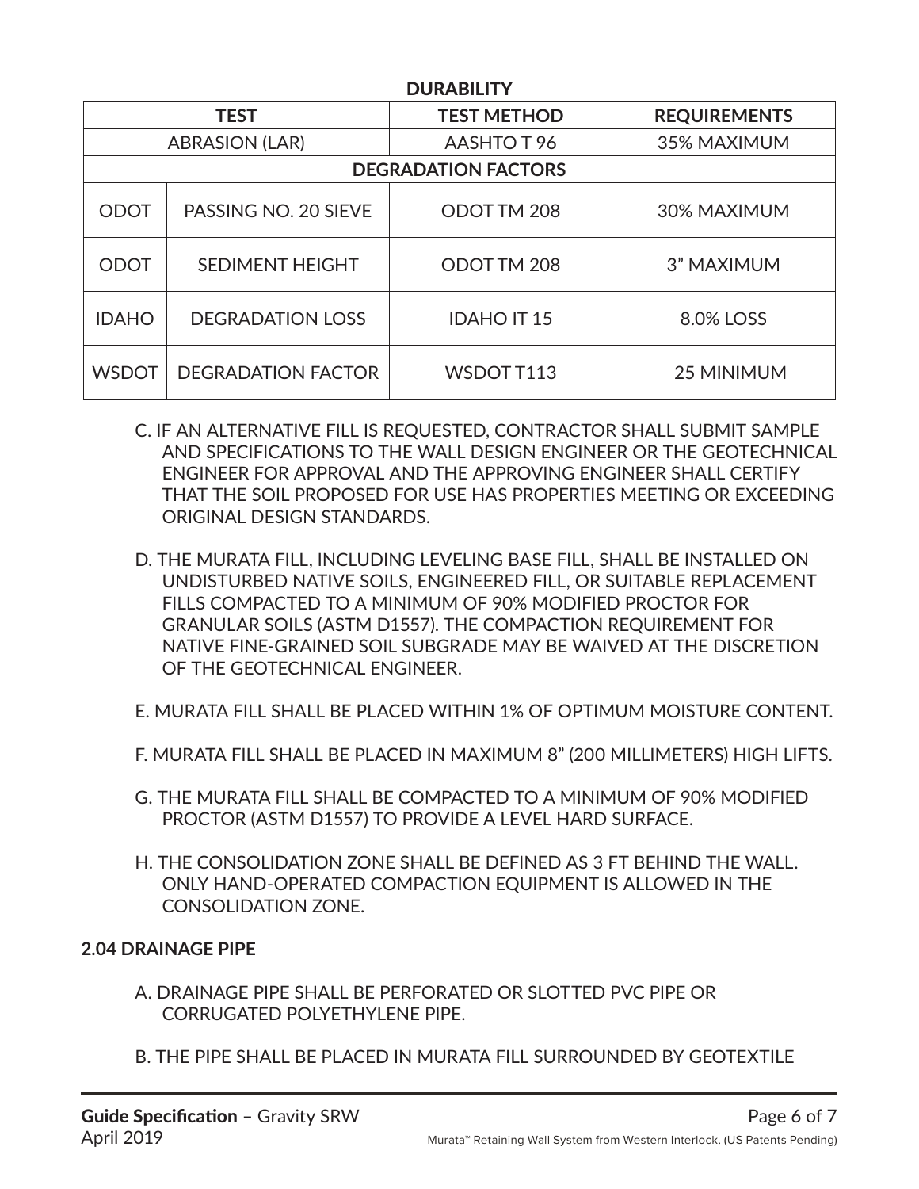**DURABILITY**

| TEST | | TEST METHOD | REQUIREMENTS |
|---|---|---|---|
| ABRASION (LAR) | | AASHTO T 96 | 35% MAXIMUM |
| DEGRADATION FACTORS | | | |
| ODOT | PASSING NO. 20 SIEVE | ODOT TM 208 | 30% MAXIMUM |
| ODOT | SEDIMENT HEIGHT | ODOT TM 208 | 3” MAXIMUM |
| IDAHO | DEGRADATION LOSS | IDAHO IT 15 | 8.0% LOSS |
| WSDOT | DEGRADATION FACTOR | WSDOT T113 | 25 MINIMUM |

C. IF AN ALTERNATIVE FILL IS REQUESTED, CONTRACTOR SHALL SUBMIT SAMPLE AND SPECIFICATIONS TO THE WALL DESIGN ENGINEER OR THE GEOTECHNICAL ENGINEER FOR APPROVAL AND THE APPROVING ENGINEER SHALL CERTIFY THAT THE SOIL PROPOSED FOR USE HAS PROPERTIES MEETING OR EXCEEDING ORIGINAL DESIGN STANDARDS.

D. THE MURATA FILL, INCLUDING LEVELING BASE FILL, SHALL BE INSTALLED ON UNDISTURBED NATIVE SOILS, ENGINEERED FILL, OR SUITABLE REPLACEMENT FILLS COMPACTED TO A MINIMUM OF 90% MODIFIED PROCTOR FOR GRANULAR SOILS (ASTM D1557). THE COMPACTION REQUIREMENT FOR NATIVE FINE-GRAINED SOIL SUBGRADE MAY BE WAIVED AT THE DISCRETION OF THE GEOTECHNICAL ENGINEER.

E. MURATA FILL SHALL BE PLACED WITHIN 1% OF OPTIMUM MOISTURE CONTENT.

F. MURATA FILL SHALL BE PLACED IN MAXIMUM 8” (200 MILLIMETERS) HIGH LIFTS.

G. THE MURATA FILL SHALL BE COMPACTED TO A MINIMUM OF 90% MODIFIED PROCTOR (ASTM D1557) TO PROVIDE A LEVEL HARD SURFACE.

H. THE CONSOLIDATION ZONE SHALL BE DEFINED AS 3 FT BEHIND THE WALL. ONLY HAND-OPERATED COMPACTION EQUIPMENT IS ALLOWED IN THE CONSOLIDATION ZONE.

**2.04 DRAINAGE PIPE**

A. DRAINAGE PIPE SHALL BE PERFORATED OR SLOTTED PVC PIPE OR CORRUGATED POLYETHYLENE PIPE.

B. THE PIPE SHALL BE PLACED IN MURATA FILL SURROUNDED BY GEOTEXTILE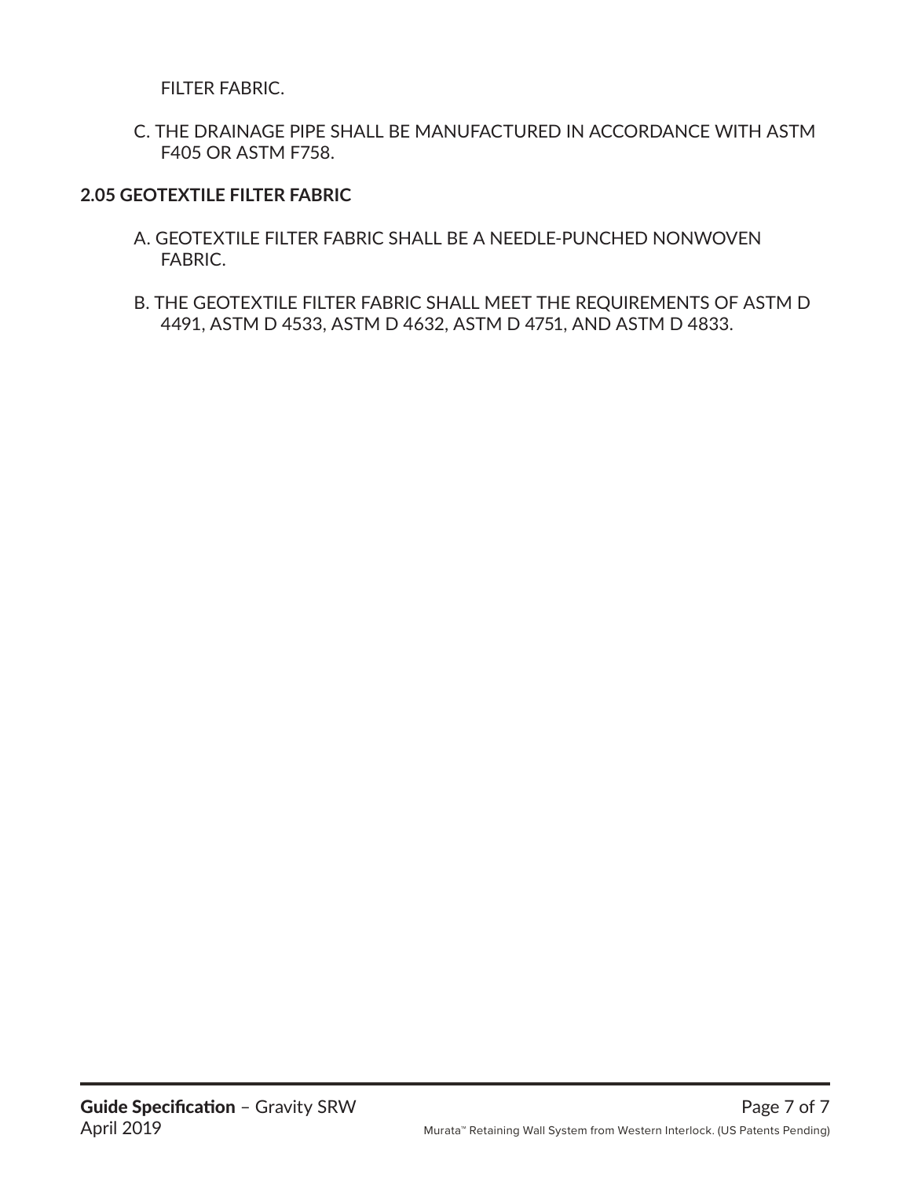FILTER FABRIC.

C. THE DRAINAGE PIPE SHALL BE MANUFACTURED IN ACCORDANCE WITH ASTM F405 OR ASTM F758.

**2.05 GEOTEXTILE FILTER FABRIC**

A. GEOTEXTILE FILTER FABRIC SHALL BE A NEEDLE-PUNCHED NONWOVEN FABRIC.

B. THE GEOTEXTILE FILTER FABRIC SHALL MEET THE REQUIREMENTS OF ASTM D 4491, ASTM D 4533, ASTM D 4632, ASTM D 4751, AND ASTM D 4833.